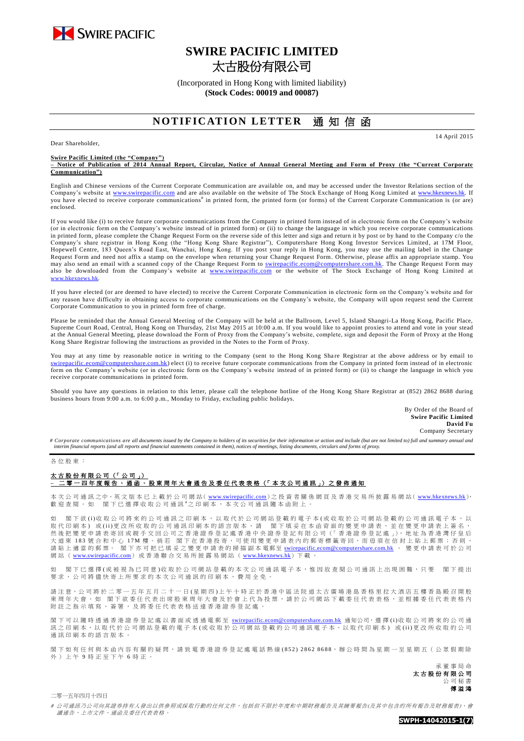SWIRE PACIFIC

# SWIRE PACIFIC LIMITED
# 太古股份有限公司

(Incorporated in Hong Kong with limited liability)
**(Stock Codes: 00019 and 00087)**

## NOTIFICATION LETTER 通知信函

14 April 2015

Dear Shareholder,

**Swire Pacific Limited (the "Company")**
**– Notice of Publication of 2014 Annual Report, Circular, Notice of Annual General Meeting and Form of Proxy (the "Current Corporate Communication")**

English and Chinese versions of the Current Corporate Communication are available on, and may be accessed under the Investor Relations section of the Company's website at www.swirepacific.com and are also available on the website of The Stock Exchange of Hong Kong Limited at www.hkexnews.hk. If you have elected to receive corporate communications# in printed form, the printed form (or forms) of the Current Corporate Communication is (or are) enclosed.

If you would like (i) to receive future corporate communications from the Company in printed form instead of in electronic form on the Company's website (or in electronic form on the Company's website instead of in printed form) or (ii) to change the language in which you receive corporate communications in printed form, please complete the Change Request Form on the reverse side of this letter and sign and return it by post or by hand to the Company c/o the Company's share registrar in Hong Kong (the "Hong Kong Share Registrar"), Computershare Hong Kong Investor Services Limited, at 17M Floor, Hopewell Centre, 183 Queen's Road East, Wanchai, Hong Kong. If you post your reply in Hong Kong, you may use the mailing label in the Change Request Form and need not affix a stamp on the envelope when returning your Change Request Form. Otherwise, please affix an appropriate stamp. You may also send an email with a scanned copy of the Change Request Form to swirepacific.ecom@computershare.com.hk. The Change Request Form may also be downloaded from the Company's website at www.swirepacific.com or the website of The Stock Exchange of Hong Kong Limited at www.hkexnews.hk.

If you have elected (or are deemed to have elected) to receive the Current Corporate Communication in electronic form on the Company's website and for any reason have difficulty in obtaining access to corporate communications on the Company's website, the Company will upon request send the Current Corporate Communication to you in printed form free of charge.

Please be reminded that the Annual General Meeting of the Company will be held at the Ballroom, Level 5, Island Shangri-La Hong Kong, Pacific Place, Supreme Court Road, Central, Hong Kong on Thursday, 21st May 2015 at 10:00 a.m. If you would like to appoint proxies to attend and vote in your stead at the Annual General Meeting, please download the Form of Proxy from the Company's website, complete, sign and deposit the Form of Proxy at the Hong Kong Share Registrar following the instructions as provided in the Notes to the Form of Proxy.

You may at any time by reasonable notice in writing to the Company (sent to the Hong Kong Share Registrar at the above address or by email to swirepacific.ecom@computershare.com.hk) elect (i) to receive future corporate communications from the Company in printed form instead of in electronic form on the Company's website (or in electronic form on the Company's website instead of in printed form) or (ii) to change the language in which you receive corporate communications in printed form.

Should you have any questions in relation to this letter, please call the telephone hotline of the Hong Kong Share Registrar at (852) 2862 8688 during business hours from 9:00 a.m. to 6:00 p.m., Monday to Friday, excluding public holidays.

By Order of the Board of
**Swire Pacific Limited**
**David Fu**
Company Secretary

*# Corporate communications are all documents issued by the Company to holders of its securities for their information or action and include (but are not limited to) full and summary annual and interim financial reports (and all reports and financial statements contained in them), notices of meetings, listing documents, circulars and forms of proxy.*

---

各位股東：

**太古股份有限公司（「公司」）**
**– 二零一四年度報告、通函、股東周年大會通告及委任代表表格（「本次公司通訊」）之發佈通知**

本次公司通訊之中、英文版本已上載於公司網站（www.swirepacific.com）之投資者關係網頁及香港交易所披露易網站（www.hkexnews.hk），歡迎查閱。如　閣下已選擇收取公司通訊#之印刷本，本次公司通訊隨本函附上。

如　閣下欲(i)收取公司將來的公司通訊之印刷本，以取代於公司網站登載的電子本(或收取於公司網站登載的公司通訊電子本，以取代印刷本）或(ii)更改所收取的公司通訊印刷本的語言版本，請　閣下填妥在本函背面的變更申請表，並在變更申請表上簽名，然後把變更申請表寄回或親手交回公司之香港證券登記處香港中央證券登記有限公司（「香港證券登記處」），地址為香港灣仔皇后大道東183號合和中心17M樓。倘若　閣下在香港投寄，可使用變更申請表內的郵寄標籤寄回，而毋須在信封上貼上郵票；否則，請貼上適當的郵票。　閣下亦可把已填妥之變更申請表的掃描副本電郵至swirepacific.ecom@computershare.com.hk。變更申請表可於公司網站（www.swirepacific.com）或香港聯合交易所披露易網站（www.hkexnews.hk）下載。

如　閣下已選擇(或被視為已同意)收取於公司網站登載的本次公司通訊電子本，惟因故查閱公司通訊上出現困難，只要　閣下提出要求，公司將儘快寄上所要求的本次公司通訊的印刷本，費用全免。

請注意，公司將於二零一五年五月二十一日(星期四)上午十時正於香港中區法院道太古廣場港島香格里拉大酒店五樓香島殿召開股東周年大會。如　閣下欲委任代表出席股東周年大會及於會上代為投票，請於公司網站下載委任代表表格，並根據委任代表表格內附註之指示填寫、簽署，及將委任代表表格送達香港證券登記處。

閣下可以隨時透過香港證券登記處以書面或透過電郵至 swirepacific.ecom@computershare.com.hk 通知公司，選擇(i)收取公司將來的公司通訊之印刷本，以取代於公司網站登載的電子本(或收取於公司網站登載的公司通訊電子本，以取代印刷本）或(ii)更改所收取的公司通訊印刷本的語言版本。

閣下如有任何與本函內容有關的疑問，請致電香港證券登記處電話熱線(852) 2862 8688，辦公時間為星期一至星期五（公眾假期除外）上午9時正至下午6時正。

承董事局命
**太古股份有限公司**
公司秘書
**傅溢鴻**

二零一五年四月十四日

*# 公司通訊乃公司向其證券持有人發出以供參照或採取行動的任何文件，包括但不限於年度和中期財務報告及其摘要報告(及其中包含的所有報告及財務報表)、會議通告、上市文件、通函及委任代表表格。*

SWPH-14042015-1(7)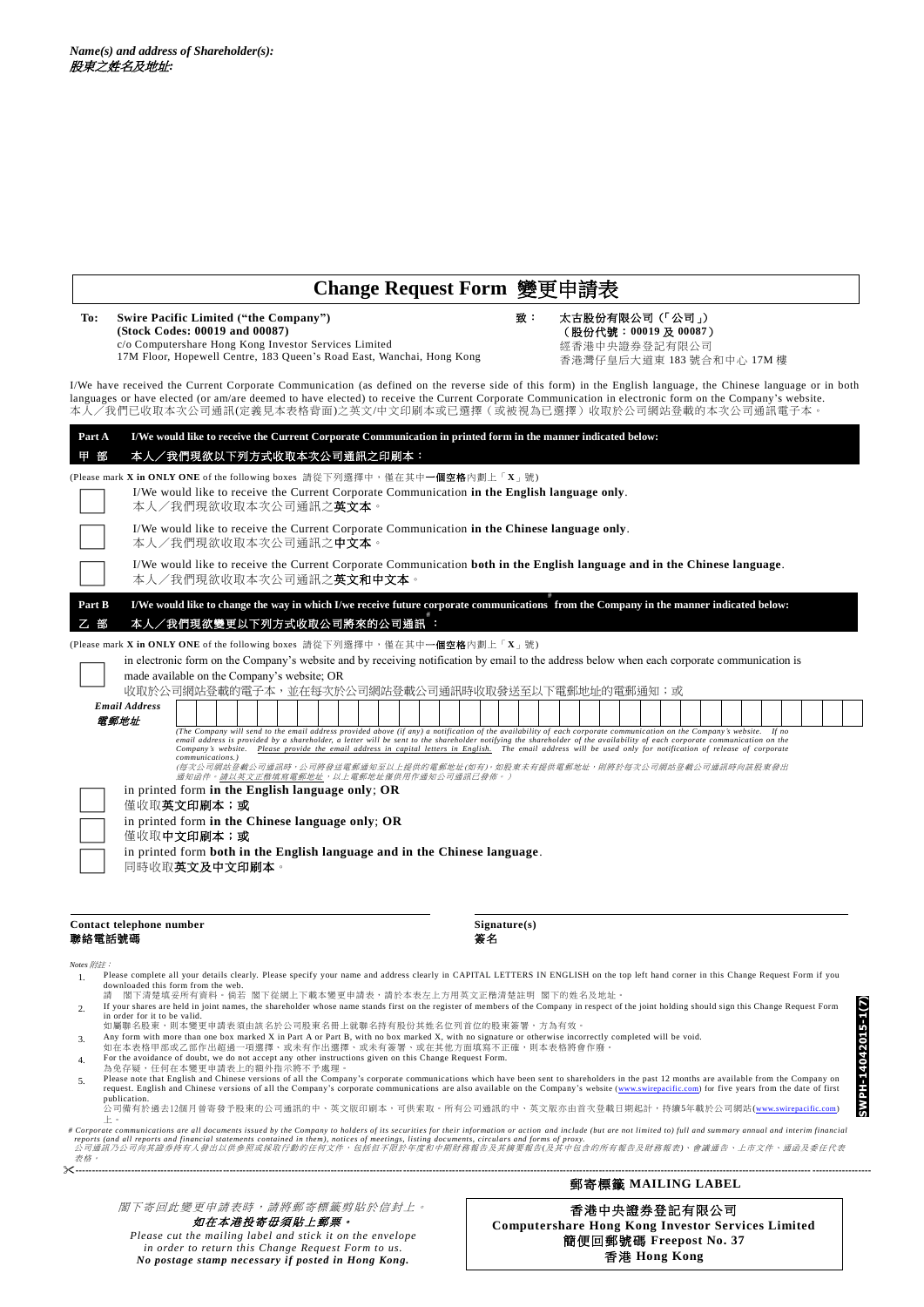*Name(s) and address of Shareholder(s):*
*股東之姓名及地址:*

# Change Request Form 變更申請表

**To:** **Swire Pacific Limited ("the Company")**
**(Stock Codes: 00019 and 00087)**
c/o Computershare Hong Kong Investor Services Limited
17M Floor, Hopewell Centre, 183 Queen's Road East, Wanchai, Hong Kong

**致：** **太古股份有限公司（「公司」）**
**（股份代號：00019 及 00087）**
經香港中央證券登記有限公司
香港灣仔皇后大道東 183 號合和中心 17M 樓

I/We have received the Current Corporate Communication (as defined on the reverse side of this form) in the English language, the Chinese language or in both languages or have elected (or am/are deemed to have elected) to receive the Current Corporate Communication in electronic form on the Company's website.
本人／我們已收取本次公司通訊(定義見本表格背面)之英文/中文印刷本或已選擇（或被視為已選擇）收取於公司網站登載的本次公司通訊電子本。

## Part A I/We would like to receive the Current Corporate Communication in printed form in the manner indicated below:
## 甲 部 本人／我們現欲以下列方式收取本次公司通訊之印刷本：

(Please mark **X in ONLY ONE** of the following boxes 請從下列選擇中，僅在其中**一個空格**內劃上「**X**」號)

☐ I/We would like to receive the Current Corporate Communication **in the English language only**.
本人／我們現欲收取本次公司通訊之**英文本**。

☐ I/We would like to receive the Current Corporate Communication **in the Chinese language only**.
本人／我們現欲收取本次公司通訊之**中文本**。

☐ I/We would like to receive the Current Corporate Communication **both in the English language and in the Chinese language**.
本人／我們現欲收取本次公司通訊之**英文和中文本**。

## Part B I/We would like to change the way in which I/we receive future corporate communications# from the Company in the manner indicated below:
## 乙 部 本人／我們現欲變更以下列方式收取公司將來的公司通訊#：

(Please mark **X in ONLY ONE** of the following boxes 請從下列選擇中，僅在其中**一個空格**內劃上「**X**」號)

☐ in electronic form on the Company's website and by receiving notification by email to the address below when each corporate communication is made available on the Company's website; OR
收取於公司網站登載的電子本，並在每次於公司網站登載公司通訊時收取發送至以下電郵地址的電郵通知；或

***Email Address***
***電郵地址*** ______________________________

*(The Company will send to the email address provided above (if any) a notification of the availability of each corporate communication on the Company's website. If no email address is provided by a shareholder, a letter will be sent to the shareholder notifying the shareholder of the availability of each corporate communication on the Company's website. Please provide the email address in capital letters in English. The email address will be used only for notification of release of corporate communications.)*
*(每次公司網站登載公司通訊時，公司將發送電郵通知至以上提供的電郵地址(如有)。如股東未有提供電郵地址，則將於每次公司網站登載公司通訊時向該股東發出通知函件。請以英文正楷填寫電郵地址，以上電郵地址僅供用作通知公司通訊已發佈。)*

☐ in printed form **in the English language only**; **OR**
僅收取**英文印刷本；或**

☐ in printed form **in the Chinese language only**; **OR**
僅收取**中文印刷本；或**

☐ in printed form **both in the English language and in the Chinese language**.
同時收取**英文及中文印刷本**。

**Contact telephone number**
**聯絡電話號碼** ______________________________

**Signature(s)**
**簽名** ______________________________

*Notes 附註：*

1. Please complete all your details clearly. Please specify your name and address clearly in CAPITAL LETTERS IN ENGLISH on the top left hand corner in this Change Request Form if you downloaded this form from the web.
請 閣下清楚填妥所有資料。倘若 閣下從網上下載本變更申請表，請於本表左上方用英文正楷清楚註明 閣下的姓名及地址。
2. If your shares are held in joint names, the shareholder whose name stands first on the register of members of the Company in respect of the joint holding should sign this Change Request Form in order for it to be valid.
如屬聯名股東，則本變更申請表須由該名於公司股東名冊上就聯名持有股份其姓名位列首位的股東簽署，方為有效。
3. Any form with more than one box marked X in Part A or Part B, with no box marked X, with no signature or otherwise incorrectly completed will be void.
如在本表格甲部或乙部作出超過一項選擇，或未有作出選擇，或未有簽署，或在其他方面填寫不正確，則本表格將會作廢。
4. For the avoidance of doubt, we do not accept any other instructions given on this Change Request Form.
為免存疑，任何在本變更申請表上的額外指示將不予處理。
5. Please note that English and Chinese versions of all the Company's corporate communications which have been sent to shareholders in the past 12 months are available from the Company on request. English and Chinese versions of all the Company's corporate communications are also available on the Company's website (www.swirepacific.com) for five years from the date of first publication.
公司備有於過去12個月曾寄發予股東的公司通訊中、英文版印刷本，可供索取。所有公司通訊的中、英文版亦由首次登載日期起計，持續5年載於公司網站(www.swirepacific.com)上。

*# Corporate communications are all documents issued by the Company to holders of its securities for their information or action and include (but are not limited to) full and summary annual and interim financial reports (and all reports and financial statements contained in them), notices of meetings, listing documents, circulars and forms of proxy.*
*公司通訊乃公司向其證券持有人發出以供參照或採取行動的任何文件，包括但不限於年度和中期財務報告及其摘要報告(及其中包含的所有報告及財務報表)、會議通告、上市文件、通函及委任代表表格。*

SWPH-14042015-1(7)

---

*閣下寄回此變更申請表時，請將郵寄標籤剪貼於信封上。*
***如在本港投寄毋須貼上郵票。***
*Please cut the mailing label and stick it on the envelope in order to return this Change Request Form to us.*
***No postage stamp necessary if posted in Hong Kong.***

**郵寄標籤 MAILING LABEL**

**香港中央證券登記有限公司**
**Computershare Hong Kong Investor Services Limited**
**簡便回郵號碼 Freepost No. 37**
**香港 Hong Kong**